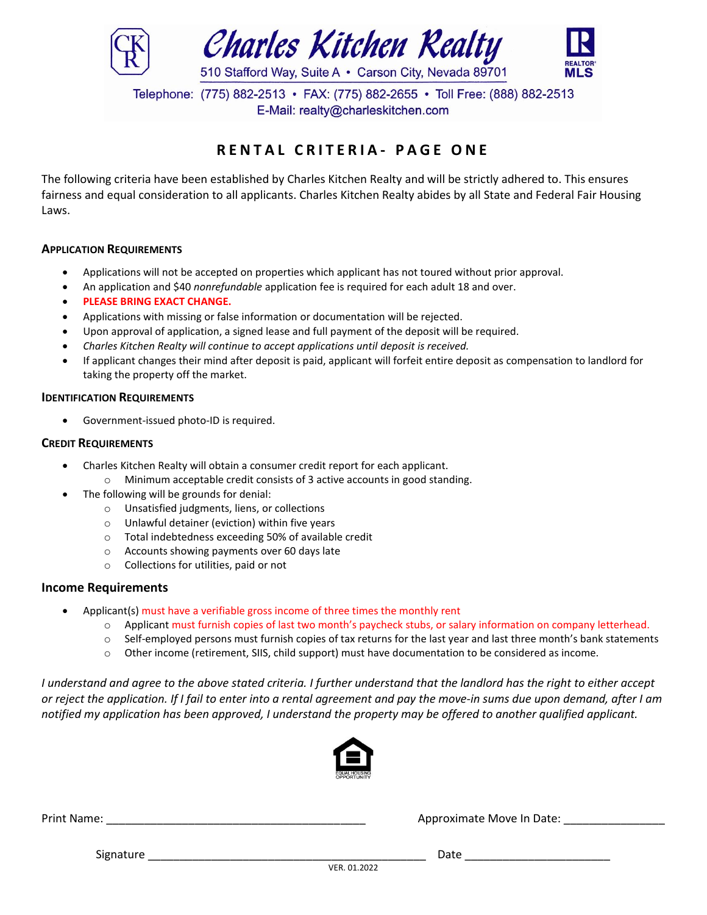# Charles Kitchen Realty

510 Stafford Way, Suite A • Carson City, Nevada 89701

Telephone: (775) 882-2513 • FAX: (775) 882-2655 • Toll Free: (888) 882-2513

E-Mail: realty@charleskitchen.com

## RENTAL CRITERIA- PAGE ONE

The following criteria have been established by Charles Kitchen Realty and will be strictly adhered to. This ensures fairness and equal consideration to all applicants. Charles Kitchen Realty abides by all State and Federal Fair Housing Laws.

### Application Requirements

- Applications will not be accepted on properties which applicant has not toured without prior approval.
- An application and $40 *nonrefundable* application fee is required for each adult 18 and over.
- **PLEASE BRING EXACT CHANGE.**
- Applications with missing or false information or documentation will be rejected.
- Upon approval of application, a signed lease and full payment of the deposit will be required.
- *Charles Kitchen Realty will continue to accept applications until deposit is received.*
- If applicant changes their mind after deposit is paid, applicant will forfeit entire deposit as compensation to landlord for taking the property off the market.

### Identification Requirements

- Government-issued photo-ID is required.

### Credit Requirements

- Charles Kitchen Realty will obtain a consumer credit report for each applicant.
  - Minimum acceptable credit consists of 3 active accounts in good standing.
- The following will be grounds for denial:
  - Unsatisfied judgments, liens, or collections
  - Unlawful detainer (eviction) within five years
  - Total indebtedness exceeding 50% of available credit
  - Accounts showing payments over 60 days late
  - Collections for utilities, paid or not

### Income Requirements

- Applicant(s) must have a verifiable gross income of three times the monthly rent
  - Applicant must furnish copies of last two month's paycheck stubs, or salary information on company letterhead.
  - Self-employed persons must furnish copies of tax returns for the last year and last three month's bank statements
  - Other income (retirement, SIIS, child support) must have documentation to be considered as income.

*I understand and agree to the above stated criteria. I further understand that the landlord has the right to either accept or reject the application. If I fail to enter into a rental agreement and pay the move-in sums due upon demand, after I am notified my application has been approved, I understand the property may be offered to another qualified applicant.*

EQUAL HOUSING OPPORTUNITY

Print Name: ________________________________________ Approximate Move In Date: _______________

Signature ___________________________________________ Date ______________________

VER. 01.2022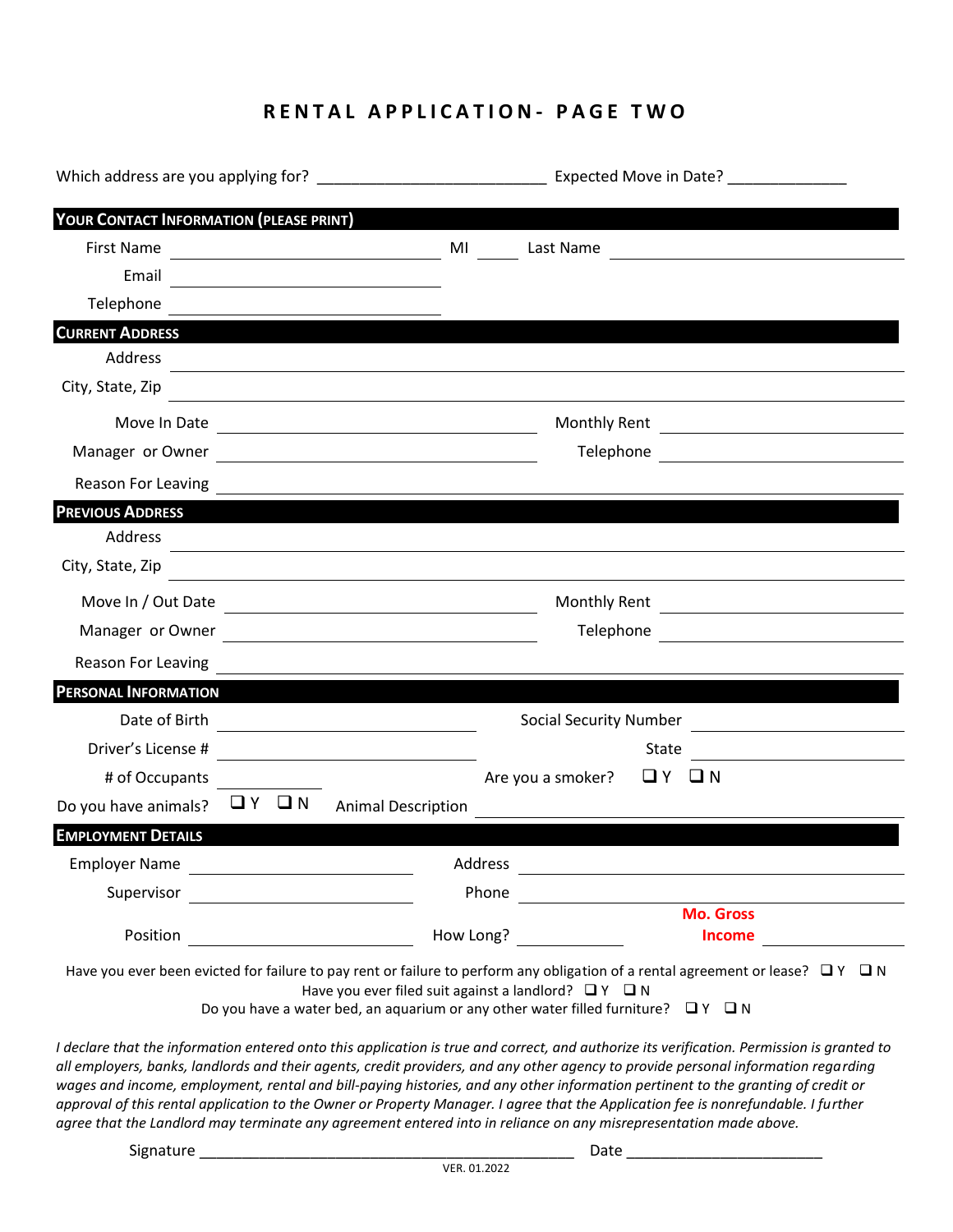# RENTAL APPLICATION- PAGE TWO

Which address are you applying for? ___________________________ Expected Move in Date? ______________

## YOUR CONTACT INFORMATION (PLEASE PRINT)

First Name ______________________ MI _____ Last Name ______________________

Email ______________________

Telephone ______________________

## CURRENT ADDRESS

Address ______________________

City, State, Zip ______________________

Move In Date ______________________ Monthly Rent ______________________

Manager or Owner ______________________ Telephone ______________________

Reason For Leaving ______________________

## PREVIOUS ADDRESS

Address ______________________

City, State, Zip ______________________

Move In / Out Date ______________________ Monthly Rent ______________________

Manager or Owner ______________________ Telephone ______________________

Reason For Leaving ______________________

## PERSONAL INFORMATION

Date of Birth ______________________ Social Security Number ______________________

Driver's License # ______________________ State ______________________

# of Occupants ____________ Are you a smoker? ❑ Y ❑ N

Do you have animals? ❑ Y ❑ N Animal Description ______________________

## EMPLOYMENT DETAILS

Employer Name ______________________ Address ______________________

Supervisor ______________________ Phone ______________________

Position ______________________ How Long? ____________ **Mo. Gross Income** ____________

Have you ever been evicted for failure to pay rent or failure to perform any obligation of a rental agreement or lease? ❑ Y ❑ N

Have you ever filed suit against a landlord? ❑ Y ❑ N

Do you have a water bed, an aquarium or any other water filled furniture? ❑ Y ❑ N

*I declare that the information entered onto this application is true and correct, and authorize its verification. Permission is granted to all employers, banks, landlords and their agents, credit providers, and any other agency to provide personal information regarding wages and income, employment, rental and bill-paying histories, and any other information pertinent to the granting of credit or approval of this rental application to the Owner or Property Manager. I agree that the Application fee is nonrefundable. I further agree that the Landlord may terminate any agreement entered into in reliance on any misrepresentation made above.*

Signature ____________________________________________ Date _______________________

VER. 01.2022